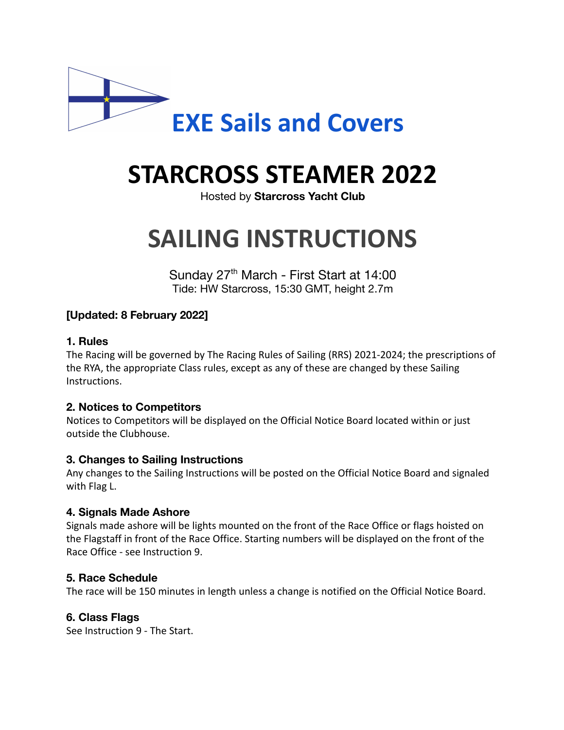EXE Sails and Covers

# STARCROSS STEAMER 2022

Hosted by **Starcross Yacht Club**

# SAILING INSTRUCTIONS

Sunday 27th March - First Start at 14:00
Tide: HW Starcross, 15:30 GMT, height 2.7m

**[Updated: 8 February 2022]**

### 1. Rules

The Racing will be governed by The Racing Rules of Sailing (RRS) 2021-2024; the prescriptions of the RYA, the appropriate Class rules, except as any of these are changed by these Sailing Instructions.

### 2. Notices to Competitors

Notices to Competitors will be displayed on the Official Notice Board located within or just outside the Clubhouse.

### 3. Changes to Sailing Instructions

Any changes to the Sailing Instructions will be posted on the Official Notice Board and signaled with Flag L.

### 4. Signals Made Ashore

Signals made ashore will be lights mounted on the front of the Race Office or flags hoisted on the Flagstaff in front of the Race Office. Starting numbers will be displayed on the front of the Race Office - see Instruction 9.

### 5. Race Schedule

The race will be 150 minutes in length unless a change is notified on the Official Notice Board.

### 6. Class Flags

See Instruction 9 - The Start.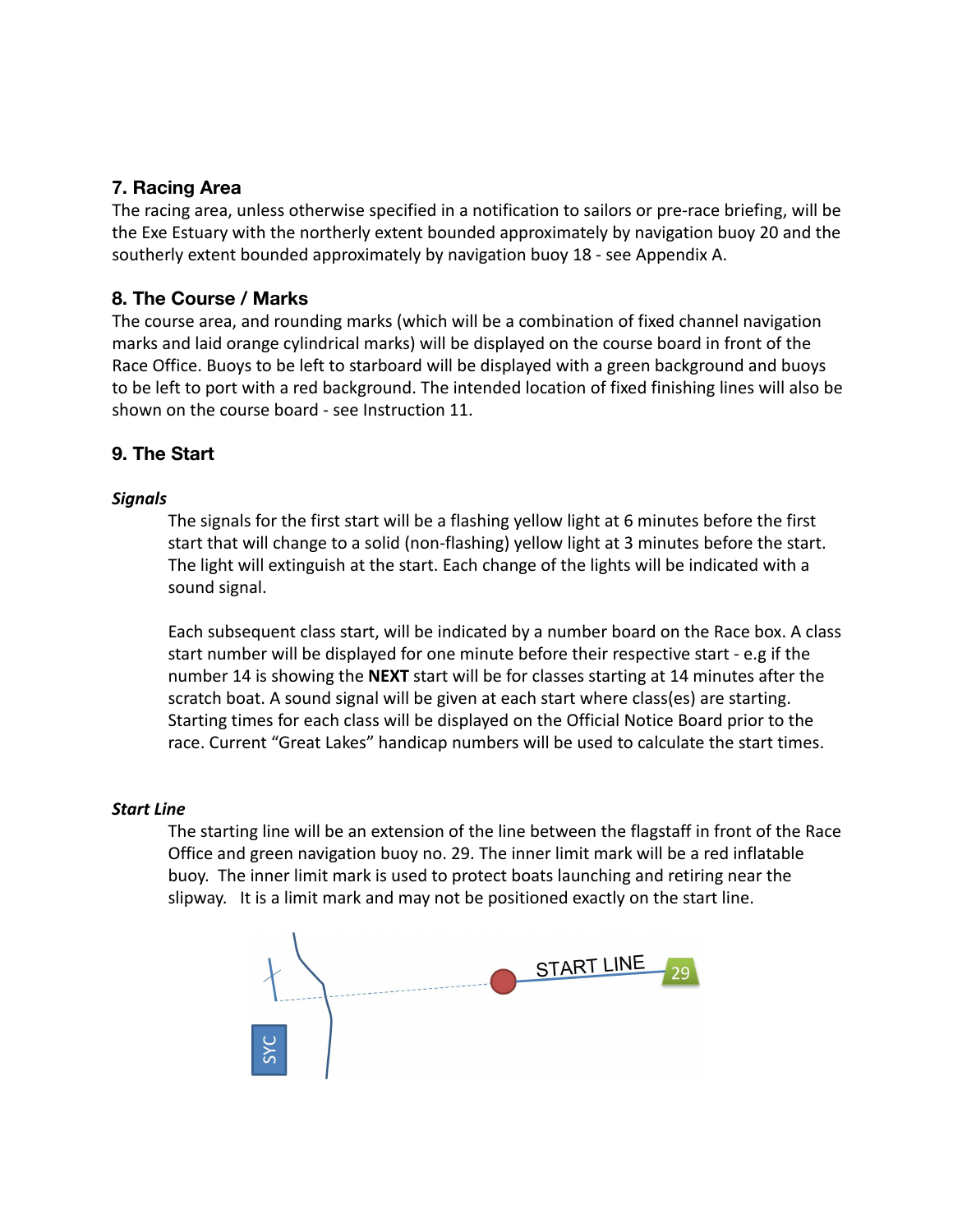## 7. Racing Area

The racing area, unless otherwise specified in a notification to sailors or pre-race briefing, will be the Exe Estuary with the northerly extent bounded approximately by navigation buoy 20 and the southerly extent bounded approximately by navigation buoy 18 - see Appendix A.

## 8. The Course / Marks

The course area, and rounding marks (which will be a combination of fixed channel navigation marks and laid orange cylindrical marks) will be displayed on the course board in front of the Race Office. Buoys to be left to starboard will be displayed with a green background and buoys to be left to port with a red background. The intended location of fixed finishing lines will also be shown on the course board - see Instruction 11.

## 9. The Start

### *Signals*

The signals for the first start will be a flashing yellow light at 6 minutes before the first start that will change to a solid (non-flashing) yellow light at 3 minutes before the start. The light will extinguish at the start. Each change of the lights will be indicated with a sound signal.

Each subsequent class start, will be indicated by a number board on the Race box. A class start number will be displayed for one minute before their respective start - e.g if the number 14 is showing the **NEXT** start will be for classes starting at 14 minutes after the scratch boat. A sound signal will be given at each start where class(es) are starting. Starting times for each class will be displayed on the Official Notice Board prior to the race. Current "Great Lakes" handicap numbers will be used to calculate the start times.

### *Start Line*

The starting line will be an extension of the line between the flagstaff in front of the Race Office and green navigation buoy no. 29. The inner limit mark will be a red inflatable buoy. The inner limit mark is used to protect boats launching and retiring near the slipway. It is a limit mark and may not be positioned exactly on the start line.

SYC

START LINE

29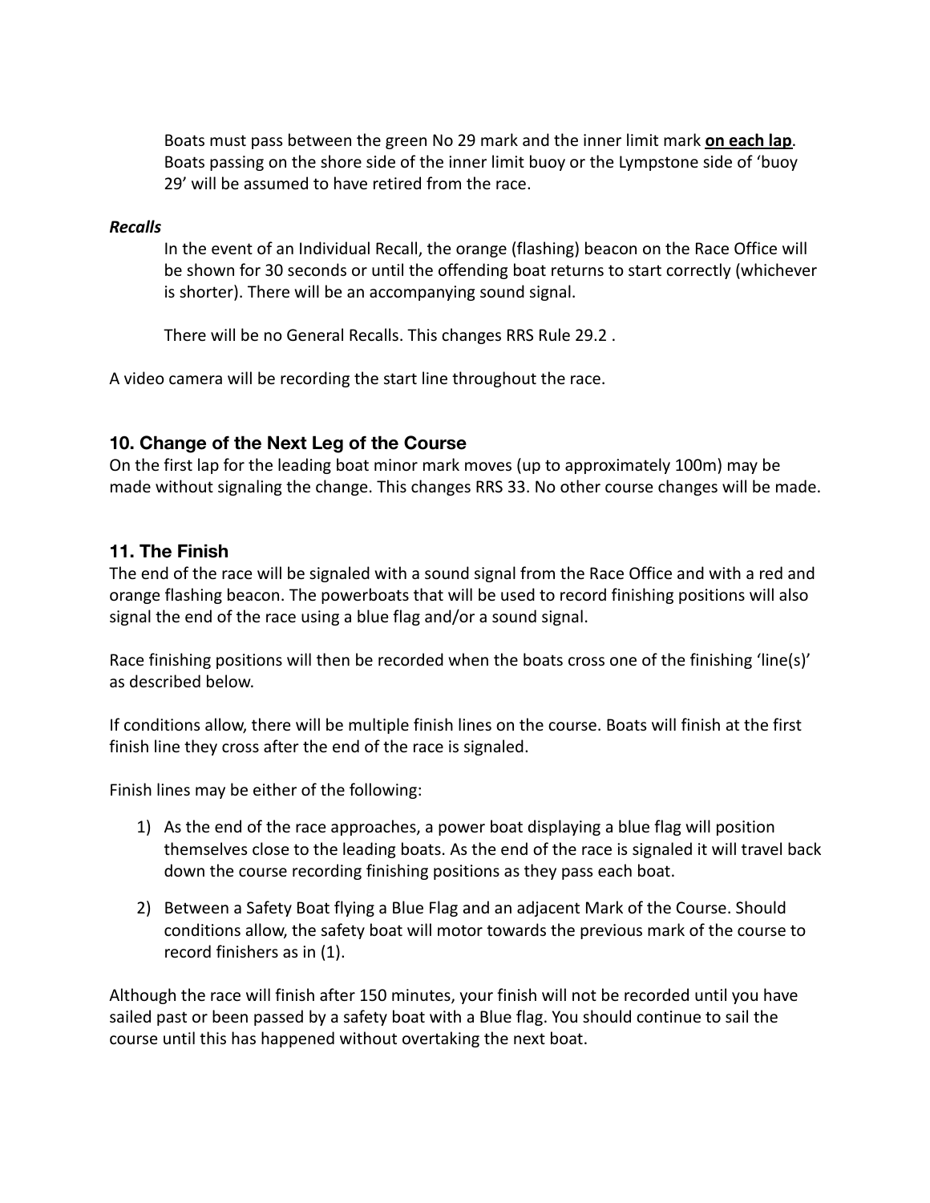Boats must pass between the green No 29 mark and the inner limit mark **<u>on each lap</u>**. Boats passing on the shore side of the inner limit buoy or the Lympstone side of 'buoy 29' will be assumed to have retired from the race.

***Recalls***

In the event of an Individual Recall, the orange (flashing) beacon on the Race Office will be shown for 30 seconds or until the offending boat returns to start correctly (whichever is shorter). There will be an accompanying sound signal.

There will be no General Recalls. This changes RRS Rule 29.2 .

A video camera will be recording the start line throughout the race.

## 10. Change of the Next Leg of the Course

On the first lap for the leading boat minor mark moves (up to approximately 100m) may be made without signaling the change. This changes RRS 33. No other course changes will be made.

## 11. The Finish

The end of the race will be signaled with a sound signal from the Race Office and with a red and orange flashing beacon. The powerboats that will be used to record finishing positions will also signal the end of the race using a blue flag and/or a sound signal.

Race finishing positions will then be recorded when the boats cross one of the finishing 'line(s)' as described below.

If conditions allow, there will be multiple finish lines on the course. Boats will finish at the first finish line they cross after the end of the race is signaled.

Finish lines may be either of the following:

1) As the end of the race approaches, a power boat displaying a blue flag will position themselves close to the leading boats. As the end of the race is signaled it will travel back down the course recording finishing positions as they pass each boat.
2) Between a Safety Boat flying a Blue Flag and an adjacent Mark of the Course. Should conditions allow, the safety boat will motor towards the previous mark of the course to record finishers as in (1).

Although the race will finish after 150 minutes, your finish will not be recorded until you have sailed past or been passed by a safety boat with a Blue flag. You should continue to sail the course until this has happened without overtaking the next boat.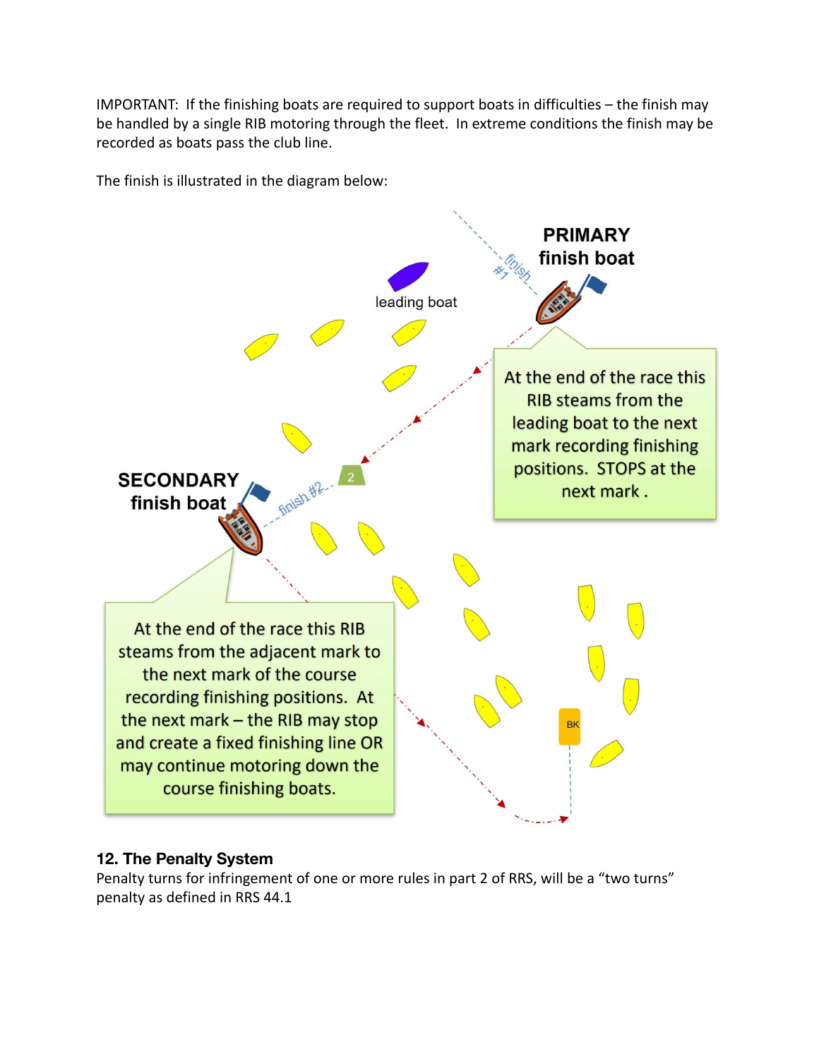IMPORTANT: If the finishing boats are required to support boats in difficulties – the finish may be handled by a single RIB motoring through the fleet. In extreme conditions the finish may be recorded as boats pass the club line.

The finish is illustrated in the diagram below:

**PRIMARY finish boat**

At the end of the race this RIB steams from the leading boat to the next mark recording finishing positions. STOPS at the next mark .

**SECONDARY finish boat**

At the end of the race this RIB steams from the adjacent mark to the next mark of the course recording finishing positions. At the next mark – the RIB may stop and create a fixed finishing line OR may continue motoring down the course finishing boats.

## 12. The Penalty System

Penalty turns for infringement of one or more rules in part 2 of RRS, will be a "two turns" penalty as defined in RRS 44.1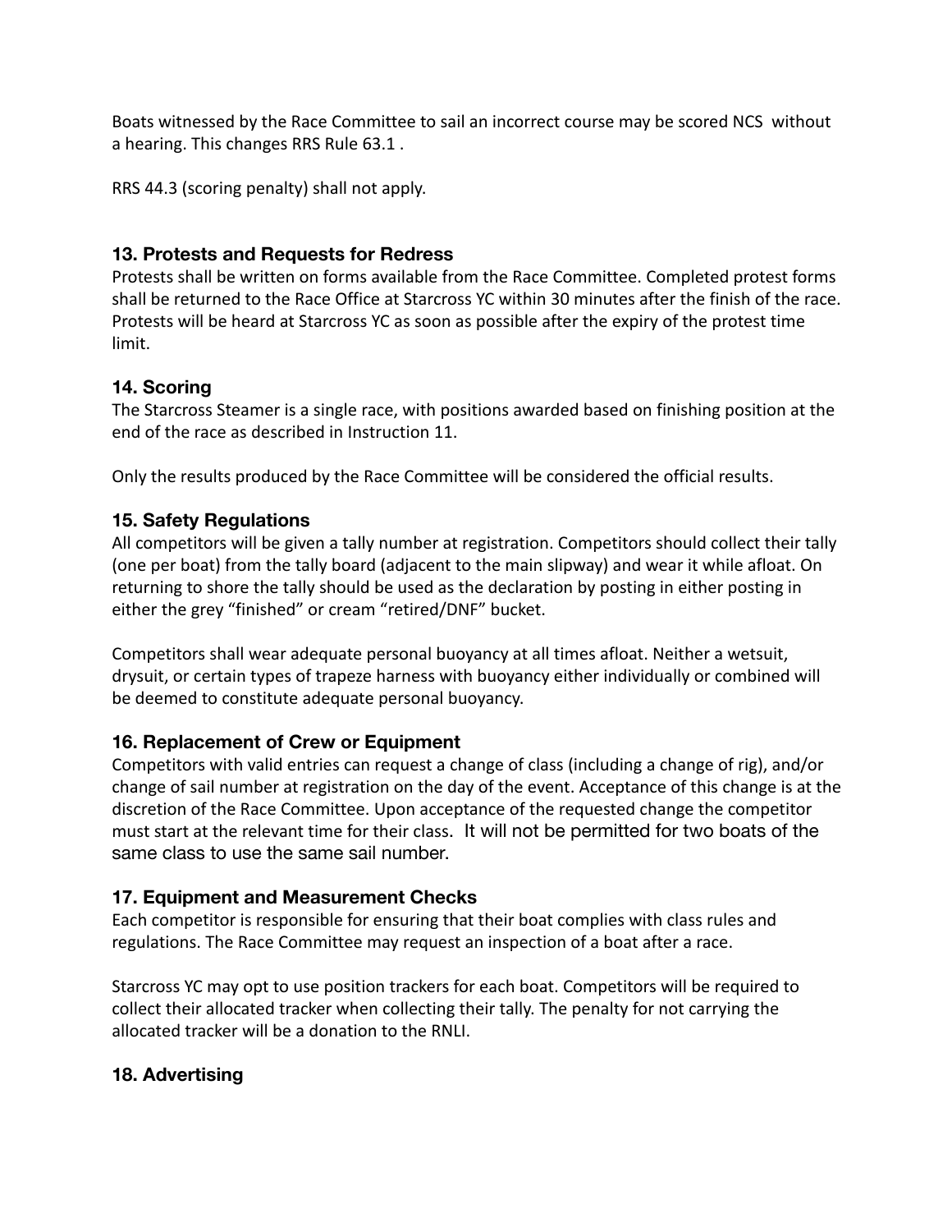Boats witnessed by the Race Committee to sail an incorrect course may be scored NCS without a hearing. This changes RRS Rule 63.1 .

RRS 44.3 (scoring penalty) shall not apply.

### 13. Protests and Requests for Redress

Protests shall be written on forms available from the Race Committee. Completed protest forms shall be returned to the Race Office at Starcross YC within 30 minutes after the finish of the race. Protests will be heard at Starcross YC as soon as possible after the expiry of the protest time limit.

### 14. Scoring

The Starcross Steamer is a single race, with positions awarded based on finishing position at the end of the race as described in Instruction 11.

Only the results produced by the Race Committee will be considered the official results.

### 15. Safety Regulations

All competitors will be given a tally number at registration. Competitors should collect their tally (one per boat) from the tally board (adjacent to the main slipway) and wear it while afloat. On returning to shore the tally should be used as the declaration by posting in either posting in either the grey "finished" or cream "retired/DNF" bucket.

Competitors shall wear adequate personal buoyancy at all times afloat. Neither a wetsuit, drysuit, or certain types of trapeze harness with buoyancy either individually or combined will be deemed to constitute adequate personal buoyancy.

### 16. Replacement of Crew or Equipment

Competitors with valid entries can request a change of class (including a change of rig), and/or change of sail number at registration on the day of the event. Acceptance of this change is at the discretion of the Race Committee. Upon acceptance of the requested change the competitor must start at the relevant time for their class. It will not be permitted for two boats of the same class to use the same sail number.

### 17. Equipment and Measurement Checks

Each competitor is responsible for ensuring that their boat complies with class rules and regulations. The Race Committee may request an inspection of a boat after a race.

Starcross YC may opt to use position trackers for each boat. Competitors will be required to collect their allocated tracker when collecting their tally. The penalty for not carrying the allocated tracker will be a donation to the RNLI.

### 18. Advertising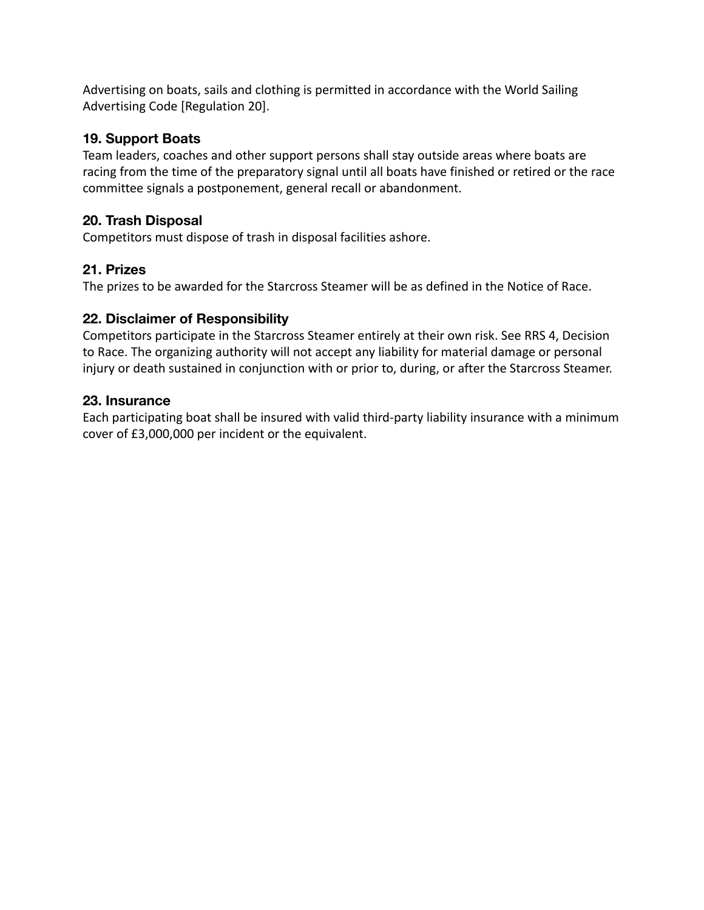Advertising on boats, sails and clothing is permitted in accordance with the World Sailing Advertising Code [Regulation 20].

### 19. Support Boats

Team leaders, coaches and other support persons shall stay outside areas where boats are racing from the time of the preparatory signal until all boats have finished or retired or the race committee signals a postponement, general recall or abandonment.

### 20. Trash Disposal

Competitors must dispose of trash in disposal facilities ashore.

### 21. Prizes

The prizes to be awarded for the Starcross Steamer will be as defined in the Notice of Race.

### 22. Disclaimer of Responsibility

Competitors participate in the Starcross Steamer entirely at their own risk. See RRS 4, Decision to Race. The organizing authority will not accept any liability for material damage or personal injury or death sustained in conjunction with or prior to, during, or after the Starcross Steamer.

### 23. Insurance

Each participating boat shall be insured with valid third-party liability insurance with a minimum cover of £3,000,000 per incident or the equivalent.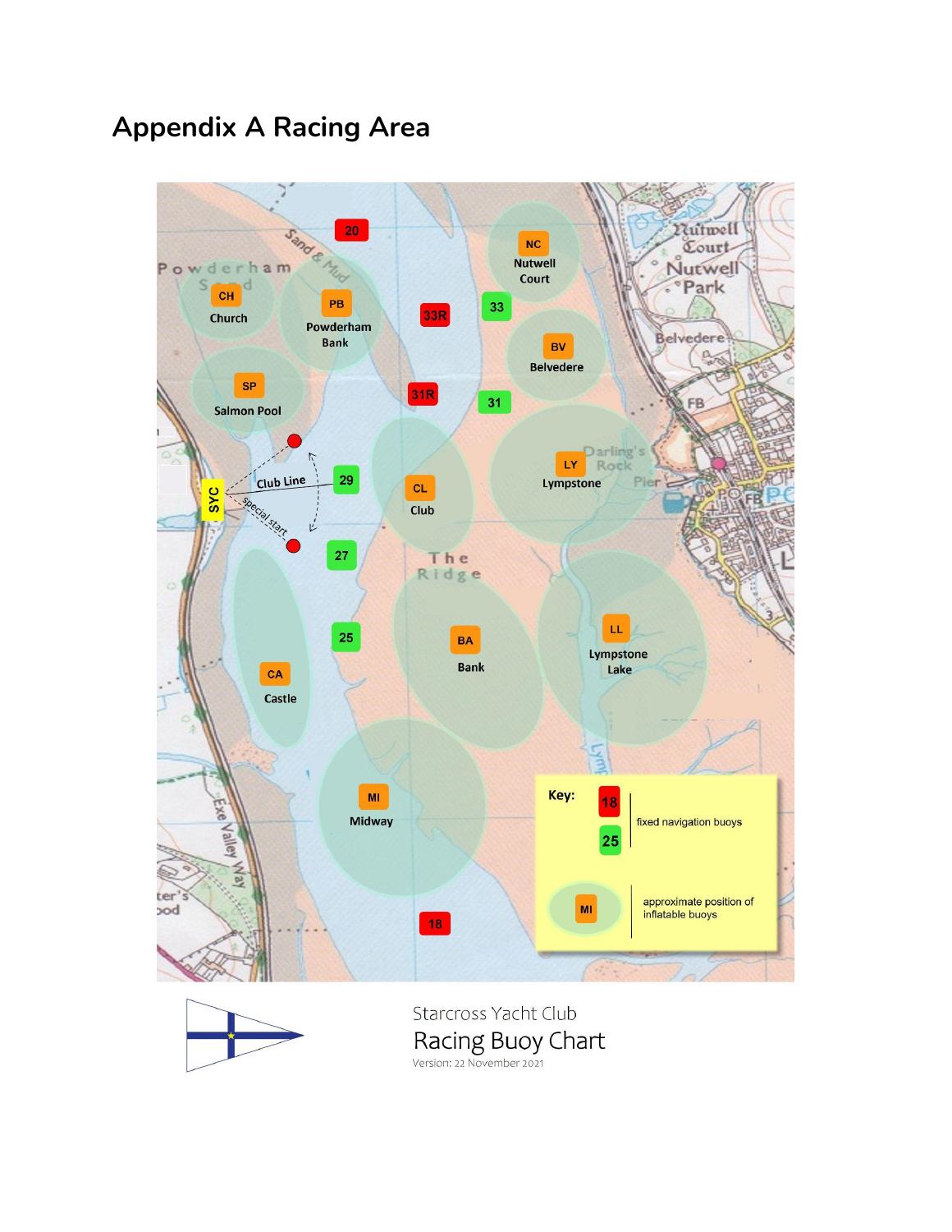# Appendix A Racing Area

Powderham Sand

Sand & Mud

20

CH
Church

PB
Powderham Bank

33R

33

NC
Nutwell Court

Nutwell Court

Nutwell Park

Belvedere

BV
Belvedere

SP
Salmon Pool

31R

31

FB

Club Line

Special start

SYC

29

CL
Club

Darling's Rock

LY
Lympstone

Pier

27

The Ridge

25

CA
Castle

BA
Bank

LL
Lympstone Lake

MI
Midway

Exe Valley Way

18

Key:

18 25 fixed navigation buoys

MI approximate position of inflatable buoys

Starcross Yacht Club

Racing Buoy Chart

Version: 22 November 2021